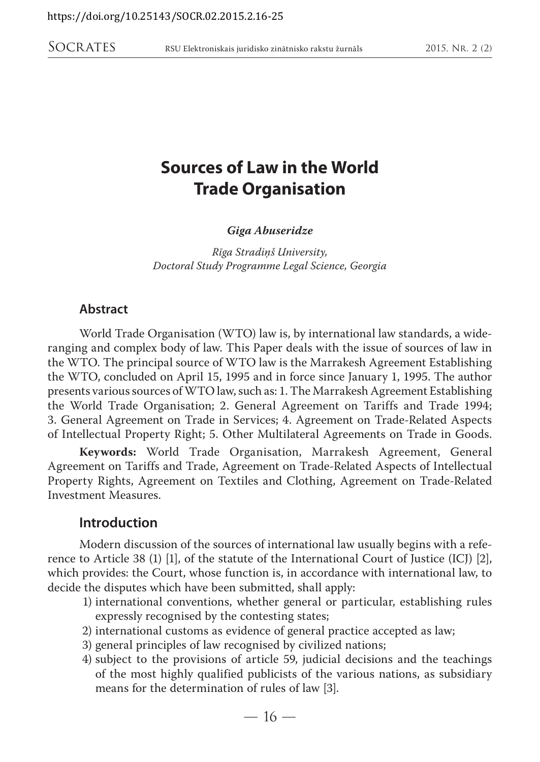https://doi.org/10.25143/SOCR.02.2015.2.16-25

# Sources of Law in the World Trade Organisation

***Giga Abuseridze***

*Rīga Stradiņš University,*
*Doctoral Study Programme Legal Science, Georgia*

## Abstract

World Trade Organisation (WTO) law is, by international law standards, a wide-ranging and complex body of law. This Paper deals with the issue of sources of law in the WTO. The principal source of WTO law is the Marrakesh Agreement Establishing the WTO, concluded on April 15, 1995 and in force since January 1, 1995. The author presents various sources of WTO law, such as: 1. The Marrakesh Agreement Establishing the World Trade Organisation; 2. General Agreement on Tariffs and Trade 1994; 3. General Agreement on Trade in Services; 4. Agreement on Trade-Related Aspects of Intellectual Property Right; 5. Other Multilateral Agreements on Trade in Goods.

**Keywords:** World Trade Organisation, Marrakesh Agreement, General Agreement on Tariffs and Trade, Agreement on Trade-Related Aspects of Intellectual Property Rights, Agreement on Textiles and Clothing, Agreement on Trade-Related Investment Measures.

## Introduction

Modern discussion of the sources of international law usually begins with a reference to Article 38 (1) [1], of the statute of the International Court of Justice (ICJ) [2], which provides: the Court, whose function is, in accordance with international law, to decide the disputes which have been submitted, shall apply:

1) international conventions, whether general or particular, establishing rules expressly recognised by the contesting states;
2) international customs as evidence of general practice accepted as law;
3) general principles of law recognised by civilized nations;
4) subject to the provisions of article 59, judicial decisions and the teachings of the most highly qualified publicists of the various nations, as subsidiary means for the determination of rules of law [3].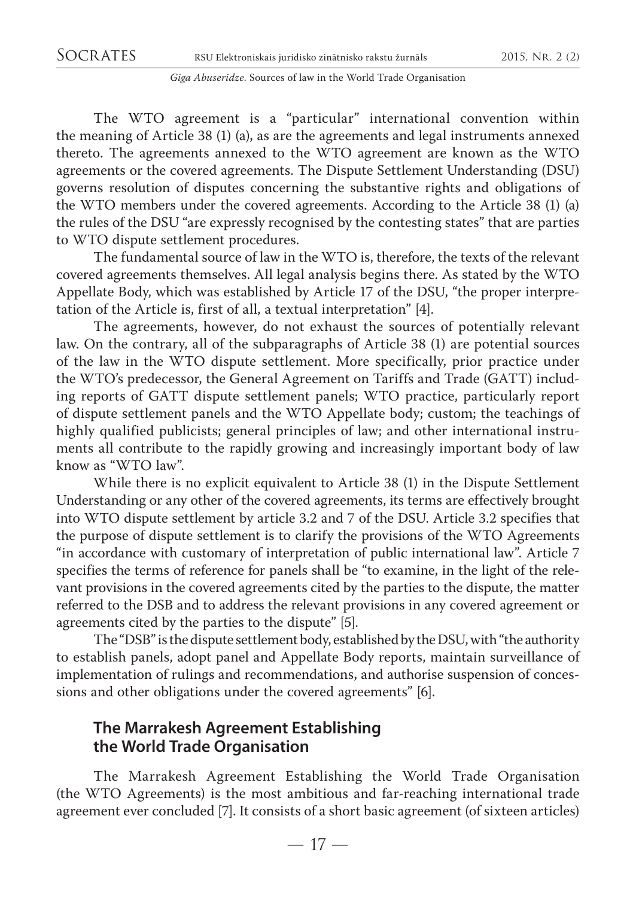The WTO agreement is a "particular" international convention within the meaning of Article 38 (1) (a), as are the agreements and legal instruments annexed thereto. The agreements annexed to the WTO agreement are known as the WTO agreements or the covered agreements. The Dispute Settlement Understanding (DSU) governs resolution of disputes concerning the substantive rights and obligations of the WTO members under the covered agreements. According to the Article 38 (1) (a) the rules of the DSU "are expressly recognised by the contesting states" that are parties to WTO dispute settlement procedures.

The fundamental source of law in the WTO is, therefore, the texts of the relevant covered agreements themselves. All legal analysis begins there. As stated by the WTO Appellate Body, which was established by Article 17 of the DSU, "the proper interpretation of the Article is, first of all, a textual interpretation" [4].

The agreements, however, do not exhaust the sources of potentially relevant law. On the contrary, all of the subparagraphs of Article 38 (1) are potential sources of the law in the WTO dispute settlement. More specifically, prior practice under the WTO's predecessor, the General Agreement on Tariffs and Trade (GATT) including reports of GATT dispute settlement panels; WTO practice, particularly report of dispute settlement panels and the WTO Appellate body; custom; the teachings of highly qualified publicists; general principles of law; and other international instruments all contribute to the rapidly growing and increasingly important body of law know as "WTO law".

While there is no explicit equivalent to Article 38 (1) in the Dispute Settlement Understanding or any other of the covered agreements, its terms are effectively brought into WTO dispute settlement by article 3.2 and 7 of the DSU. Article 3.2 specifies that the purpose of dispute settlement is to clarify the provisions of the WTO Agreements "in accordance with customary of interpretation of public international law". Article 7 specifies the terms of reference for panels shall be "to examine, in the light of the relevant provisions in the covered agreements cited by the parties to the dispute, the matter referred to the DSB and to address the relevant provisions in any covered agreement or agreements cited by the parties to the dispute" [5].

The "DSB" is the dispute settlement body, established by the DSU, with "the authority to establish panels, adopt panel and Appellate Body reports, maintain surveillance of implementation of rulings and recommendations, and authorise suspension of concessions and other obligations under the covered agreements" [6].

## The Marrakesh Agreement Establishing the World Trade Organisation

The Marrakesh Agreement Establishing the World Trade Organisation (the WTO Agreements) is the most ambitious and far-reaching international trade agreement ever concluded [7]. It consists of a short basic agreement (of sixteen articles)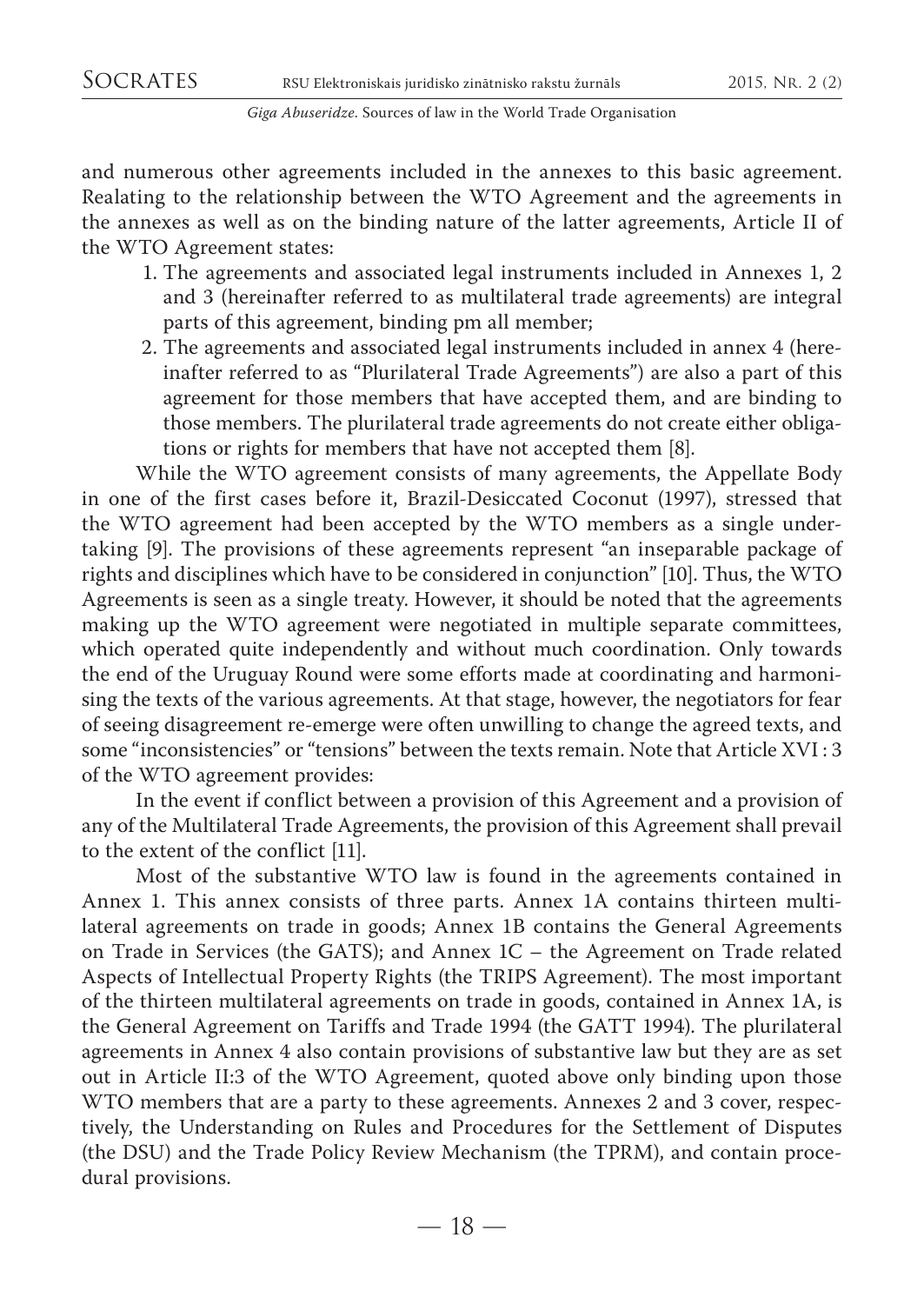and numerous other agreements included in the annexes to this basic agreement. Realating to the relationship between the WTO Agreement and the agreements in the annexes as well as on the binding nature of the latter agreements, Article II of the WTO Agreement states:

1. The agreements and associated legal instruments included in Annexes 1, 2 and 3 (hereinafter referred to as multilateral trade agreements) are integral parts of this agreement, binding pm all member;
2. The agreements and associated legal instruments included in annex 4 (hereinafter referred to as "Plurilateral Trade Agreements") are also a part of this agreement for those members that have accepted them, and are binding to those members. The plurilateral trade agreements do not create either obligations or rights for members that have not accepted them [8].

While the WTO agreement consists of many agreements, the Appellate Body in one of the first cases before it, Brazil-Desiccated Coconut (1997), stressed that the WTO agreement had been accepted by the WTO members as a single undertaking [9]. The provisions of these agreements represent "an inseparable package of rights and disciplines which have to be considered in conjunction" [10]. Thus, the WTO Agreements is seen as a single treaty. However, it should be noted that the agreements making up the WTO agreement were negotiated in multiple separate committees, which operated quite independently and without much coordination. Only towards the end of the Uruguay Round were some efforts made at coordinating and harmonising the texts of the various agreements. At that stage, however, the negotiators for fear of seeing disagreement re-emerge were often unwilling to change the agreed texts, and some "inconsistencies" or "tensions" between the texts remain. Note that Article XVI : 3 of the WTO agreement provides:

In the event if conflict between a provision of this Agreement and a provision of any of the Multilateral Trade Agreements, the provision of this Agreement shall prevail to the extent of the conflict [11].

Most of the substantive WTO law is found in the agreements contained in Annex 1. This annex consists of three parts. Annex 1A contains thirteen multilateral agreements on trade in goods; Annex 1B contains the General Agreements on Trade in Services (the GATS); and Annex 1C – the Agreement on Trade related Aspects of Intellectual Property Rights (the TRIPS Agreement). The most important of the thirteen multilateral agreements on trade in goods, contained in Annex 1A, is the General Agreement on Tariffs and Trade 1994 (the GATT 1994). The plurilateral agreements in Annex 4 also contain provisions of substantive law but they are as set out in Article II:3 of the WTO Agreement, quoted above only binding upon those WTO members that are a party to these agreements. Annexes 2 and 3 cover, respectively, the Understanding on Rules and Procedures for the Settlement of Disputes (the DSU) and the Trade Policy Review Mechanism (the TPRM), and contain procedural provisions.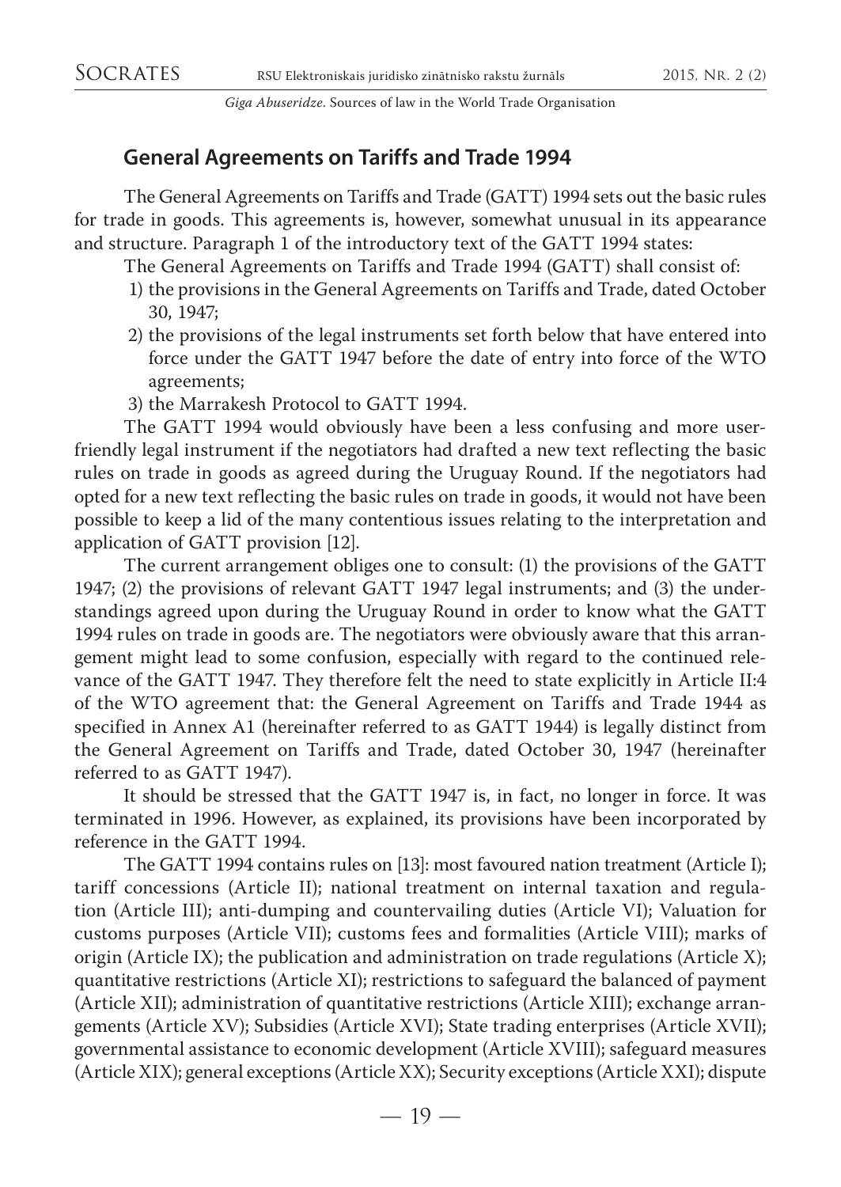## General Agreements on Tariffs and Trade 1994

The General Agreements on Tariffs and Trade (GATT) 1994 sets out the basic rules for trade in goods. This agreements is, however, somewhat unusual in its appearance and structure. Paragraph 1 of the introductory text of the GATT 1994 states:

The General Agreements on Tariffs and Trade 1994 (GATT) shall consist of:

1) the provisions in the General Agreements on Tariffs and Trade, dated October 30, 1947;
2) the provisions of the legal instruments set forth below that have entered into force under the GATT 1947 before the date of entry into force of the WTO agreements;
3) the Marrakesh Protocol to GATT 1994.

The GATT 1994 would obviously have been a less confusing and more user-friendly legal instrument if the negotiators had drafted a new text reflecting the basic rules on trade in goods as agreed during the Uruguay Round. If the negotiators had opted for a new text reflecting the basic rules on trade in goods, it would not have been possible to keep a lid of the many contentious issues relating to the interpretation and application of GATT provision [12].

The current arrangement obliges one to consult: (1) the provisions of the GATT 1947; (2) the provisions of relevant GATT 1947 legal instruments; and (3) the understandings agreed upon during the Uruguay Round in order to know what the GATT 1994 rules on trade in goods are. The negotiators were obviously aware that this arrangement might lead to some confusion, especially with regard to the continued relevance of the GATT 1947. They therefore felt the need to state explicitly in Article II:4 of the WTO agreement that: the General Agreement on Tariffs and Trade 1944 as specified in Annex A1 (hereinafter referred to as GATT 1944) is legally distinct from the General Agreement on Tariffs and Trade, dated October 30, 1947 (hereinafter referred to as GATT 1947).

It should be stressed that the GATT 1947 is, in fact, no longer in force. It was terminated in 1996. However, as explained, its provisions have been incorporated by reference in the GATT 1994.

The GATT 1994 contains rules on [13]: most favoured nation treatment (Article I); tariff concessions (Article II); national treatment on internal taxation and regulation (Article III); anti-dumping and countervailing duties (Article VI); Valuation for customs purposes (Article VII); customs fees and formalities (Article VIII); marks of origin (Article IX); the publication and administration on trade regulations (Article X); quantitative restrictions (Article XI); restrictions to safeguard the balanced of payment (Article XII); administration of quantitative restrictions (Article XIII); exchange arrangements (Article XV); Subsidies (Article XVI); State trading enterprises (Article XVII); governmental assistance to economic development (Article XVIII); safeguard measures (Article XIX); general exceptions (Article XX); Security exceptions (Article XXI); dispute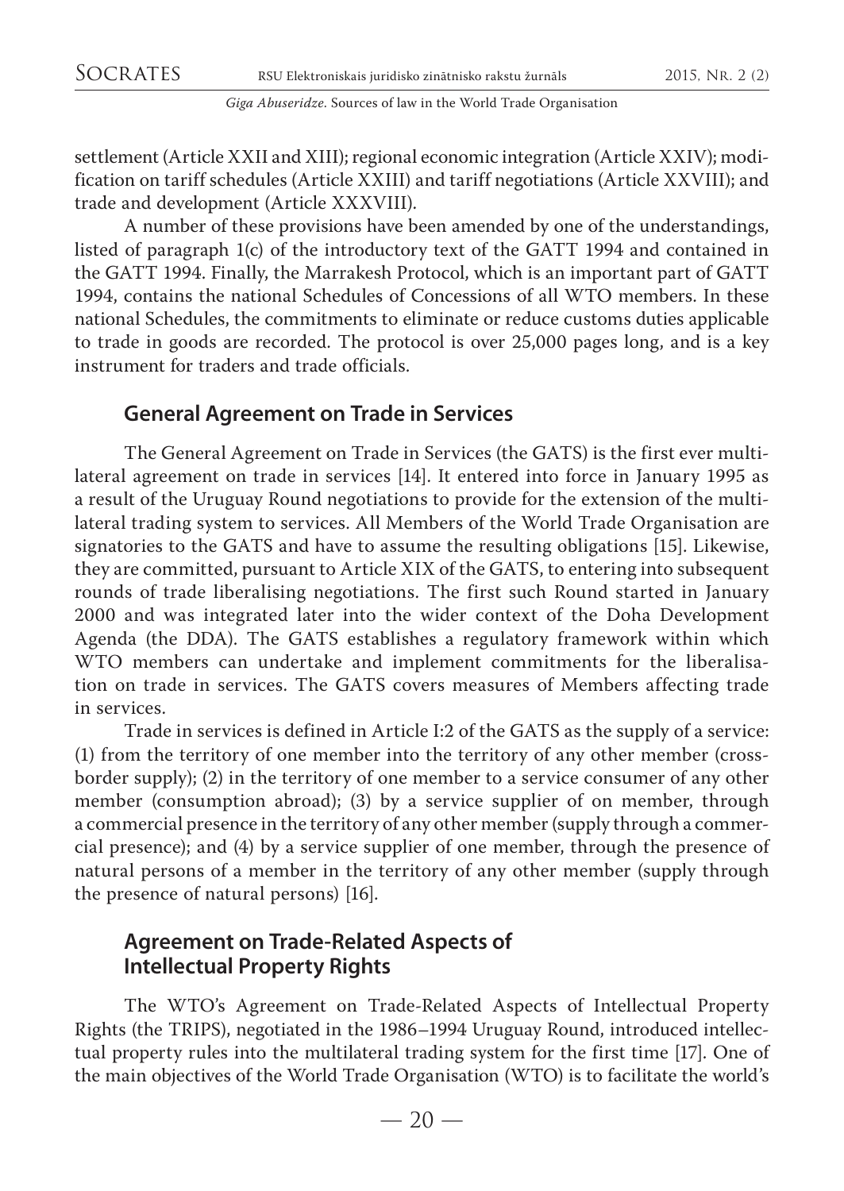settlement (Article XXII and XIII); regional economic integration (Article XXIV); modification on tariff schedules (Article XXIII) and tariff negotiations (Article XXVIII); and trade and development (Article XXXVIII).

A number of these provisions have been amended by one of the understandings, listed of paragraph 1(c) of the introductory text of the GATT 1994 and contained in the GATT 1994. Finally, the Marrakesh Protocol, which is an important part of GATT 1994, contains the national Schedules of Concessions of all WTO members. In these national Schedules, the commitments to eliminate or reduce customs duties applicable to trade in goods are recorded. The protocol is over 25,000 pages long, and is a key instrument for traders and trade officials.

## General Agreement on Trade in Services

The General Agreement on Trade in Services (the GATS) is the first ever multilateral agreement on trade in services [14]. It entered into force in January 1995 as a result of the Uruguay Round negotiations to provide for the extension of the multilateral trading system to services. All Members of the World Trade Organisation are signatories to the GATS and have to assume the resulting obligations [15]. Likewise, they are committed, pursuant to Article XIX of the GATS, to entering into subsequent rounds of trade liberalising negotiations. The first such Round started in January 2000 and was integrated later into the wider context of the Doha Development Agenda (the DDA). The GATS establishes a regulatory framework within which WTO members can undertake and implement commitments for the liberalisation on trade in services. The GATS covers measures of Members affecting trade in services.

Trade in services is defined in Article I:2 of the GATS as the supply of a service: (1) from the territory of one member into the territory of any other member (cross-border supply); (2) in the territory of one member to a service consumer of any other member (consumption abroad); (3) by a service supplier of on member, through a commercial presence in the territory of any other member (supply through a commercial presence); and (4) by a service supplier of one member, through the presence of natural persons of a member in the territory of any other member (supply through the presence of natural persons) [16].

## Agreement on Trade-Related Aspects of Intellectual Property Rights

The WTO's Agreement on Trade-Related Aspects of Intellectual Property Rights (the TRIPS), negotiated in the 1986–1994 Uruguay Round, introduced intellectual property rules into the multilateral trading system for the first time [17]. One of the main objectives of the World Trade Organisation (WTO) is to facilitate the world's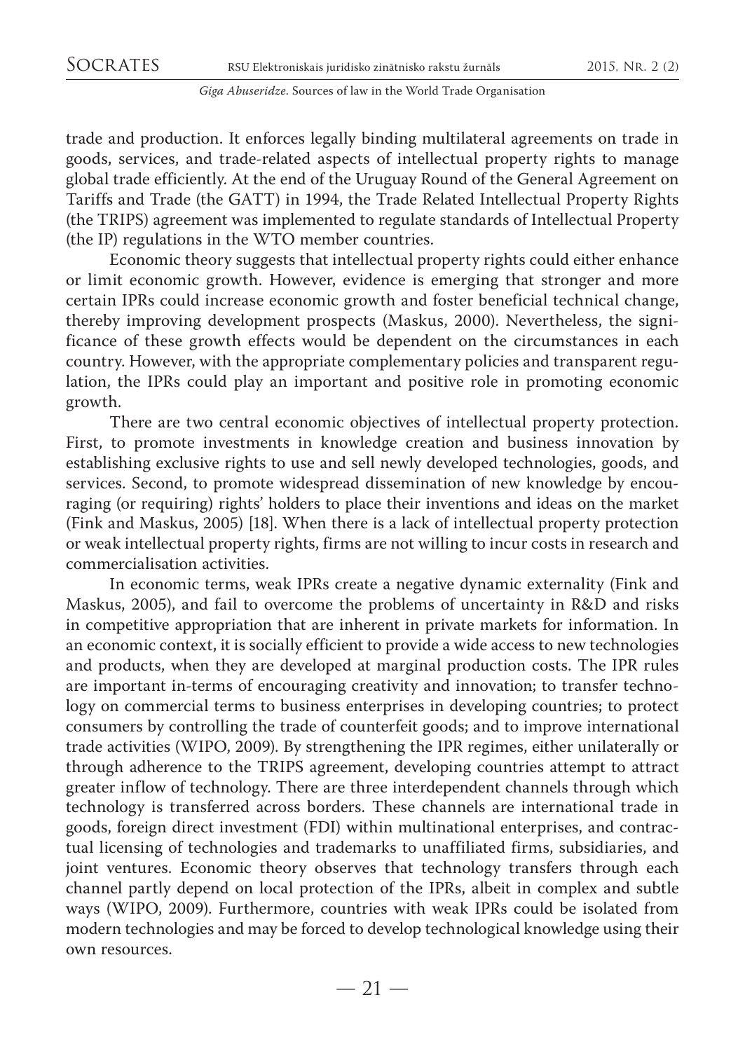trade and production. It enforces legally binding multilateral agreements on trade in goods, services, and trade-related aspects of intellectual property rights to manage global trade efficiently. At the end of the Uruguay Round of the General Agreement on Tariffs and Trade (the GATT) in 1994, the Trade Related Intellectual Property Rights (the TRIPS) agreement was implemented to regulate standards of Intellectual Property (the IP) regulations in the WTO member countries.

Economic theory suggests that intellectual property rights could either enhance or limit economic growth. However, evidence is emerging that stronger and more certain IPRs could increase economic growth and foster beneficial technical change, thereby improving development prospects (Maskus, 2000). Nevertheless, the significance of these growth effects would be dependent on the circumstances in each country. However, with the appropriate complementary policies and transparent regulation, the IPRs could play an important and positive role in promoting economic growth.

There are two central economic objectives of intellectual property protection. First, to promote investments in knowledge creation and business innovation by establishing exclusive rights to use and sell newly developed technologies, goods, and services. Second, to promote widespread dissemination of new knowledge by encouraging (or requiring) rights' holders to place their inventions and ideas on the market (Fink and Maskus, 2005) [18]. When there is a lack of intellectual property protection or weak intellectual property rights, firms are not willing to incur costs in research and commercialisation activities.

In economic terms, weak IPRs create a negative dynamic externality (Fink and Maskus, 2005), and fail to overcome the problems of uncertainty in R&D and risks in competitive appropriation that are inherent in private markets for information. In an economic context, it is socially efficient to provide a wide access to new technologies and products, when they are developed at marginal production costs. The IPR rules are important in-terms of encouraging creativity and innovation; to transfer technology on commercial terms to business enterprises in developing countries; to protect consumers by controlling the trade of counterfeit goods; and to improve international trade activities (WIPO, 2009). By strengthening the IPR regimes, either unilaterally or through adherence to the TRIPS agreement, developing countries attempt to attract greater inflow of technology. There are three interdependent channels through which technology is transferred across borders. These channels are international trade in goods, foreign direct investment (FDI) within multinational enterprises, and contractual licensing of technologies and trademarks to unaffiliated firms, subsidiaries, and joint ventures. Economic theory observes that technology transfers through each channel partly depend on local protection of the IPRs, albeit in complex and subtle ways (WIPO, 2009). Furthermore, countries with weak IPRs could be isolated from modern technologies and may be forced to develop technological knowledge using their own resources.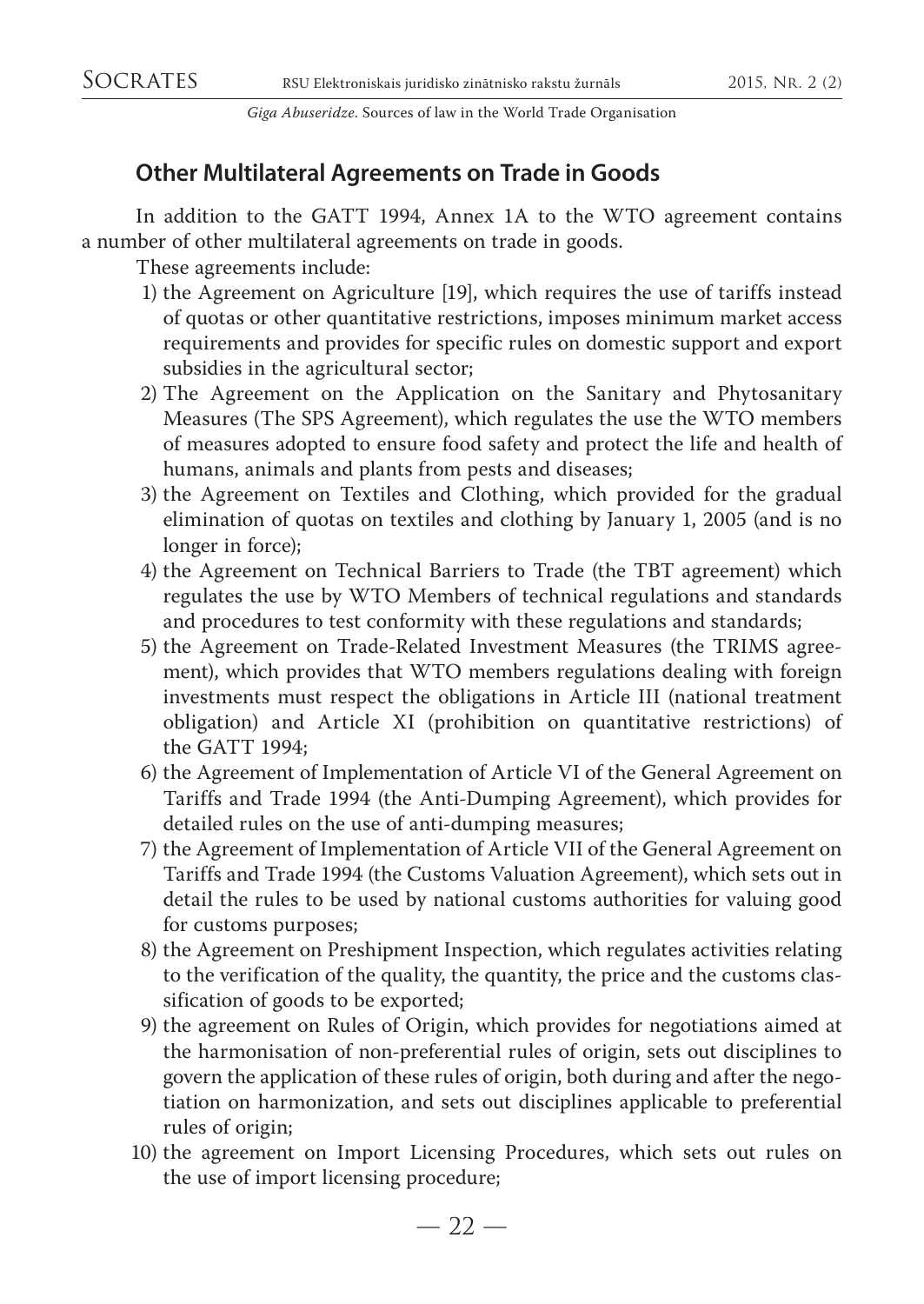## Other Multilateral Agreements on Trade in Goods

In addition to the GATT 1994, Annex 1A to the WTO agreement contains a number of other multilateral agreements on trade in goods.

These agreements include:

1) the Agreement on Agriculture [19], which requires the use of tariffs instead of quotas or other quantitative restrictions, imposes minimum market access requirements and provides for specific rules on domestic support and export subsidies in the agricultural sector;
2) The Agreement on the Application on the Sanitary and Phytosanitary Measures (The SPS Agreement), which regulates the use the WTO members of measures adopted to ensure food safety and protect the life and health of humans, animals and plants from pests and diseases;
3) the Agreement on Textiles and Clothing, which provided for the gradual elimination of quotas on textiles and clothing by January 1, 2005 (and is no longer in force);
4) the Agreement on Technical Barriers to Trade (the TBT agreement) which regulates the use by WTO Members of technical regulations and standards and procedures to test conformity with these regulations and standards;
5) the Agreement on Trade-Related Investment Measures (the TRIMS agreement), which provides that WTO members regulations dealing with foreign investments must respect the obligations in Article III (national treatment obligation) and Article XI (prohibition on quantitative restrictions) of the GATT 1994;
6) the Agreement of Implementation of Article VI of the General Agreement on Tariffs and Trade 1994 (the Anti-Dumping Agreement), which provides for detailed rules on the use of anti-dumping measures;
7) the Agreement of Implementation of Article VII of the General Agreement on Tariffs and Trade 1994 (the Customs Valuation Agreement), which sets out in detail the rules to be used by national customs authorities for valuing good for customs purposes;
8) the Agreement on Preshipment Inspection, which regulates activities relating to the verification of the quality, the quantity, the price and the customs classification of goods to be exported;
9) the agreement on Rules of Origin, which provides for negotiations aimed at the harmonisation of non-preferential rules of origin, sets out disciplines to govern the application of these rules of origin, both during and after the negotiation on harmonization, and sets out disciplines applicable to preferential rules of origin;
10) the agreement on Import Licensing Procedures, which sets out rules on the use of import licensing procedure;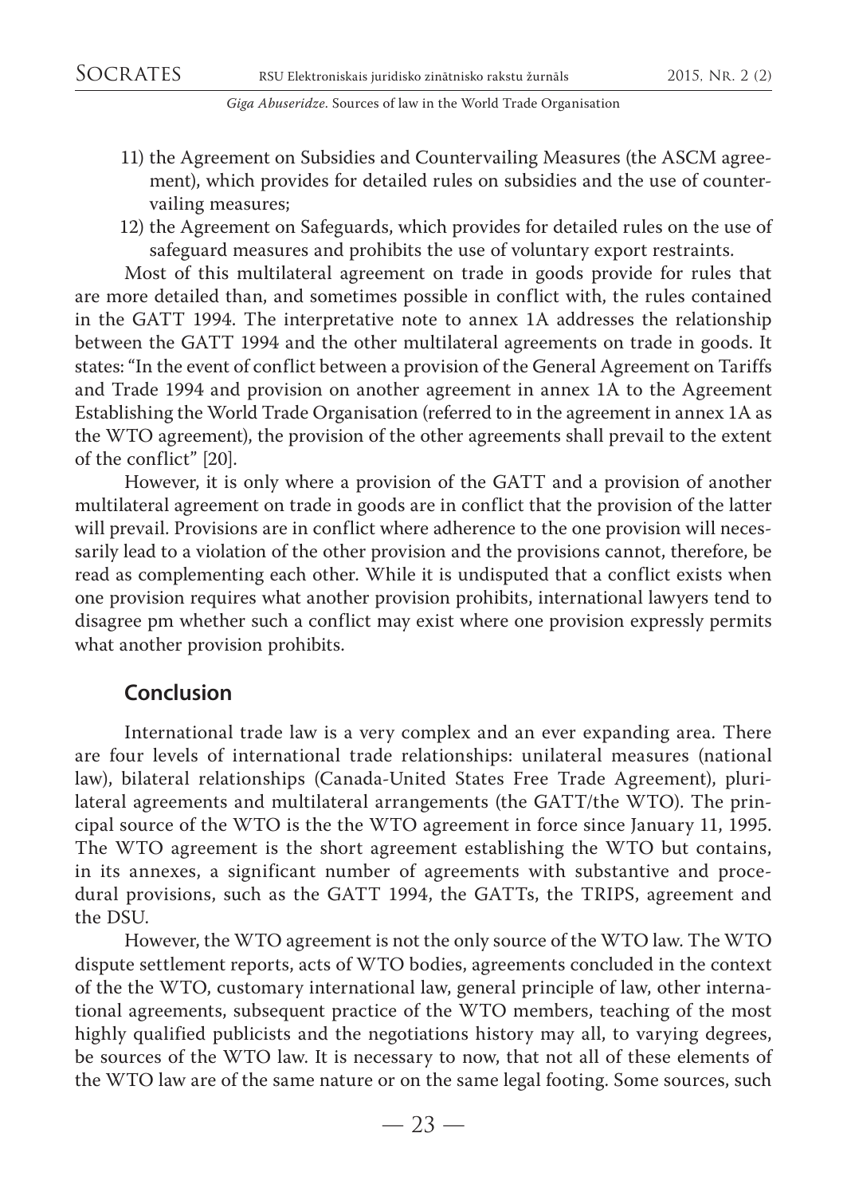11) the Agreement on Subsidies and Countervailing Measures (the ASCM agreement), which provides for detailed rules on subsidies and the use of countervailing measures;
12) the Agreement on Safeguards, which provides for detailed rules on the use of safeguard measures and prohibits the use of voluntary export restraints.

Most of this multilateral agreement on trade in goods provide for rules that are more detailed than, and sometimes possible in conflict with, the rules contained in the GATT 1994. The interpretative note to annex 1A addresses the relationship between the GATT 1994 and the other multilateral agreements on trade in goods. It states: "In the event of conflict between a provision of the General Agreement on Tariffs and Trade 1994 and provision on another agreement in annex 1A to the Agreement Establishing the World Trade Organisation (referred to in the agreement in annex 1A as the WTO agreement), the provision of the other agreements shall prevail to the extent of the conflict" [20].

However, it is only where a provision of the GATT and a provision of another multilateral agreement on trade in goods are in conflict that the provision of the latter will prevail. Provisions are in conflict where adherence to the one provision will necessarily lead to a violation of the other provision and the provisions cannot, therefore, be read as complementing each other. While it is undisputed that a conflict exists when one provision requires what another provision prohibits, international lawyers tend to disagree pm whether such a conflict may exist where one provision expressly permits what another provision prohibits.

## Conclusion

International trade law is a very complex and an ever expanding area. There are four levels of international trade relationships: unilateral measures (national law), bilateral relationships (Canada-United States Free Trade Agreement), plurilateral agreements and multilateral arrangements (the GATT/the WTO). The principal source of the WTO is the the WTO agreement in force since January 11, 1995. The WTO agreement is the short agreement establishing the WTO but contains, in its annexes, a significant number of agreements with substantive and procedural provisions, such as the GATT 1994, the GATTs, the TRIPS, agreement and the DSU.

However, the WTO agreement is not the only source of the WTO law. The WTO dispute settlement reports, acts of WTO bodies, agreements concluded in the context of the the WTO, customary international law, general principle of law, other international agreements, subsequent practice of the WTO members, teaching of the most highly qualified publicists and the negotiations history may all, to varying degrees, be sources of the WTO law. It is necessary to now, that not all of these elements of the WTO law are of the same nature or on the same legal footing. Some sources, such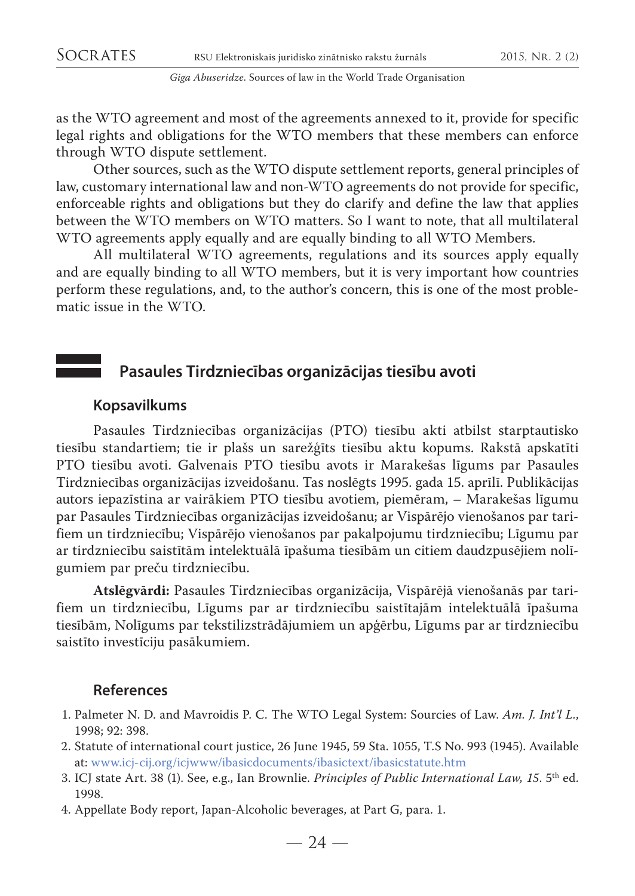as the WTO agreement and most of the agreements annexed to it, provide for specific legal rights and obligations for the WTO members that these members can enforce through WTO dispute settlement.

Other sources, such as the WTO dispute settlement reports, general principles of law, customary international law and non-WTO agreements do not provide for specific, enforceable rights and obligations but they do clarify and define the law that applies between the WTO members on WTO matters. So I want to note, that all multilateral WTO agreements apply equally and are equally binding to all WTO Members.

All multilateral WTO agreements, regulations and its sources apply equally and are equally binding to all WTO members, but it is very important how countries perform these regulations, and, to the author's concern, this is one of the most problematic issue in the WTO.

## Pasaules Tirdzniecības organizācijas tiesību avoti

### Kopsavilkums

Pasaules Tirdzniecības organizācijas (PTO) tiesību akti atbilst starptautisko tiesību standartiem; tie ir plašs un sarežģīts tiesību aktu kopums. Rakstā apskatīti PTO tiesību avoti. Galvenais PTO tiesību avots ir Marakešas līgums par Pasaules Tirdzniecības organizācijas izveidošanu. Tas noslēgts 1995. gada 15. aprīlī. Publikācijas autors iepazīstina ar vairākiem PTO tiesību avotiem, piemēram, – Marakešas līgumu par Pasaules Tirdzniecības organizācijas izveidošanu; ar Vispārējo vienošanos par tarifiem un tirdzniecību; Vispārējo vienošanos par pakalpojumu tirdzniecību; Līgumu par ar tirdzniecību saistītām intelektuālā īpašuma tiesībām un citiem daudzpusējiem nolīgumiem par preču tirdzniecību.

**Atslēgvārdi:** Pasaules Tirdzniecības organizācija, Vispārējā vienošanās par tarifiem un tirdzniecību, Līgums par ar tirdzniecību saistītajām intelektuālā īpašuma tiesībām, Nolīgums par tekstilizstrādājumiem un apģērbu, Līgums par ar tirdzniecību saistīto investīciju pasākumiem.

### References

1. Palmeter N. D. and Mavroidis P. C. The WTO Legal System: Sourcies of Law. *Am. J. Int'l L.*, 1998; 92: 398.
2. Statute of international court justice, 26 June 1945, 59 Sta. 1055, T.S No. 993 (1945). Available at: www.icj-cij.org/icjwww/ibasicdocuments/ibasictext/ibasicstatute.htm
3. ICJ state Art. 38 (1). See, e.g., Ian Brownlie. *Principles of Public International Law, 15*. 5th ed. 1998.
4. Appellate Body report, Japan-Alcoholic beverages, at Part G, para. 1.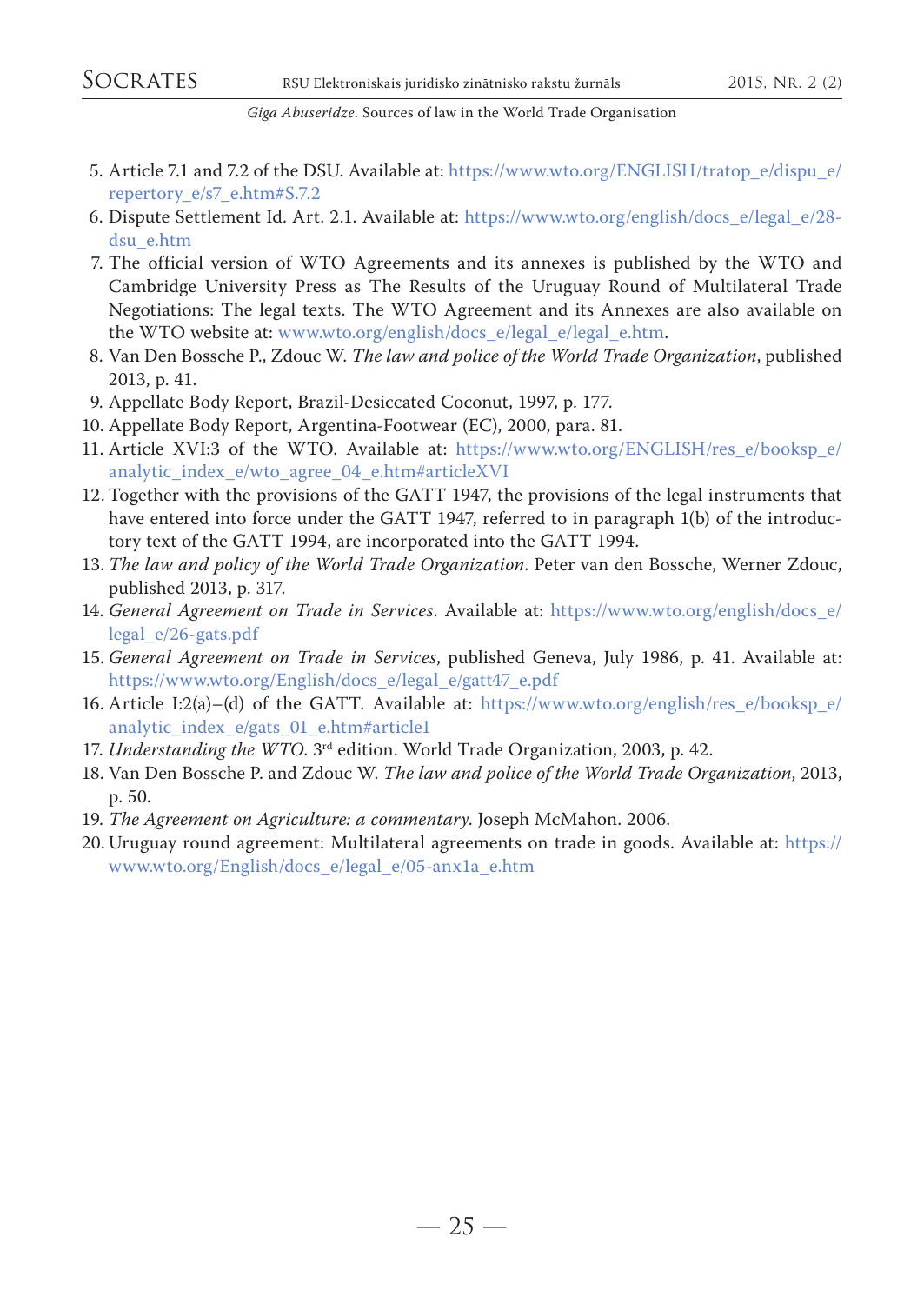5. Article 7.1 and 7.2 of the DSU. Available at: https://www.wto.org/ENGLISH/tratop_e/dispu_e/repertory_e/s7_e.htm#S.7.2
6. Dispute Settlement Id. Art. 2.1. Available at: https://www.wto.org/english/docs_e/legal_e/28-dsu_e.htm
7. The official version of WTO Agreements and its annexes is published by the WTO and Cambridge University Press as The Results of the Uruguay Round of Multilateral Trade Negotiations: The legal texts. The WTO Agreement and its Annexes are also available on the WTO website at: www.wto.org/english/docs_e/legal_e/legal_e.htm.
8. Van Den Bossche P., Zdouc W. *The law and police of the World Trade Organization*, published 2013, p. 41.
9. Appellate Body Report, Brazil-Desiccated Coconut, 1997, p. 177.
10. Appellate Body Report, Argentina-Footwear (EC), 2000, para. 81.
11. Article XVI:3 of the WTO. Available at: https://www.wto.org/ENGLISH/res_e/booksp_e/analytic_index_e/wto_agree_04_e.htm#articleXVI
12. Together with the provisions of the GATT 1947, the provisions of the legal instruments that have entered into force under the GATT 1947, referred to in paragraph 1(b) of the introductory text of the GATT 1994, are incorporated into the GATT 1994.
13. *The law and policy of the World Trade Organization*. Peter van den Bossche, Werner Zdouc, published 2013, p. 317.
14. *General Agreement on Trade in Services*. Available at: https://www.wto.org/english/docs_e/legal_e/26-gats.pdf
15. *General Agreement on Trade in Services*, published Geneva, July 1986, p. 41. Available at: https://www.wto.org/English/docs_e/legal_e/gatt47_e.pdf
16. Article I:2(a)–(d) of the GATT. Available at: https://www.wto.org/english/res_e/booksp_e/analytic_index_e/gats_01_e.htm#article1
17. *Understanding the WTO*. 3rd edition. World Trade Organization, 2003, p. 42.
18. Van Den Bossche P. and Zdouc W. *The law and police of the World Trade Organization*, 2013, p. 50.
19. *The Agreement on Agriculture: a commentary*. Joseph McMahon. 2006.
20. Uruguay round agreement: Multilateral agreements on trade in goods. Available at: https://www.wto.org/English/docs_e/legal_e/05-anx1a_e.htm